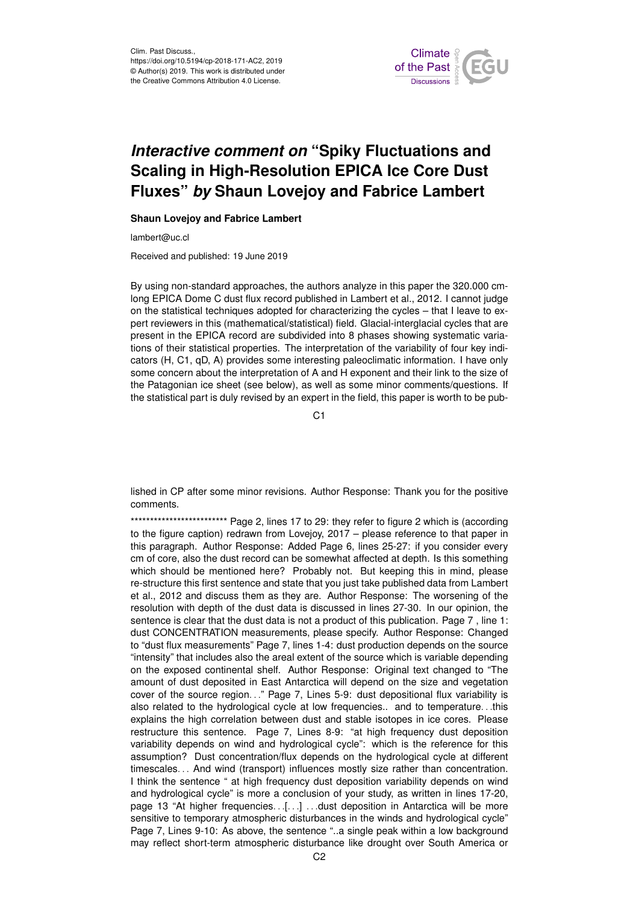# *Interactive comment on* "Spiky Fluctuations and Scaling in High-Resolution EPICA Ice Core Dust Fluxes" *by* Shaun Lovejoy and Fabrice Lambert

**Shaun Lovejoy and Fabrice Lambert**

lambert@uc.cl

Received and published: 19 June 2019

By using non-standard approaches, the authors analyze in this paper the 320.000 cm-long EPICA Dome C dust flux record published in Lambert et al., 2012. I cannot judge on the statistical techniques adopted for characterizing the cycles – that I leave to expert reviewers in this (mathematical/statistical) field. Glacial-interglacial cycles that are present in the EPICA record are subdivided into 8 phases showing systematic variations of their statistical properties. The interpretation of the variability of four key indicators (H, C1, qD, A) provides some interesting paleoclimatic information. I have only some concern about the interpretation of A and H exponent and their link to the size of the Patagonian ice sheet (see below), as well as some minor comments/questions. If the statistical part is duly revised by an expert in the field, this paper is worth to be published in CP after some minor revisions. Author Response: Thank you for the positive comments.

************************* Page 2, lines 17 to 29: they refer to figure 2 which is (according to the figure caption) redrawn from Lovejoy, 2017 – please reference to that paper in this paragraph. Author Response: Added Page 6, lines 25-27: if you consider every cm of core, also the dust record can be somewhat affected at depth. Is this something which should be mentioned here? Probably not. But keeping this in mind, please re-structure this first sentence and state that you just take published data from Lambert et al., 2012 and discuss them as they are. Author Response: The worsening of the resolution with depth of the dust data is discussed in lines 27-30. In our opinion, the sentence is clear that the dust data is not a product of this publication. Page 7 , line 1: dust CONCENTRATION measurements, please specify. Author Response: Changed to "dust flux measurements" Page 7, lines 1-4: dust production depends on the source "intensity" that includes also the areal extent of the source which is variable depending on the exposed continental shelf. Author Response: Original text changed to "The amount of dust deposited in East Antarctica will depend on the size and vegetation cover of the source region…" Page 7, Lines 5-9: dust depositional flux variability is also related to the hydrological cycle at low frequencies.. and to temperature…this explains the high correlation between dust and stable isotopes in ice cores. Please restructure this sentence. Page 7, Lines 8-9: "at high frequency dust deposition variability depends on wind and hydrological cycle": which is the reference for this assumption? Dust concentration/flux depends on the hydrological cycle at different timescales… And wind (transport) influences mostly size rather than concentration. I think the sentence " at high frequency dust deposition variability depends on wind and hydrological cycle" is more a conclusion of your study, as written in lines 17-20, page 13 "At higher frequencies…[…] …dust deposition in Antarctica will be more sensitive to temporary atmospheric disturbances in the winds and hydrological cycle" Page 7, Lines 9-10: As above, the sentence "..a single peak within a low background may reflect short-term atmospheric disturbance like drought over South America or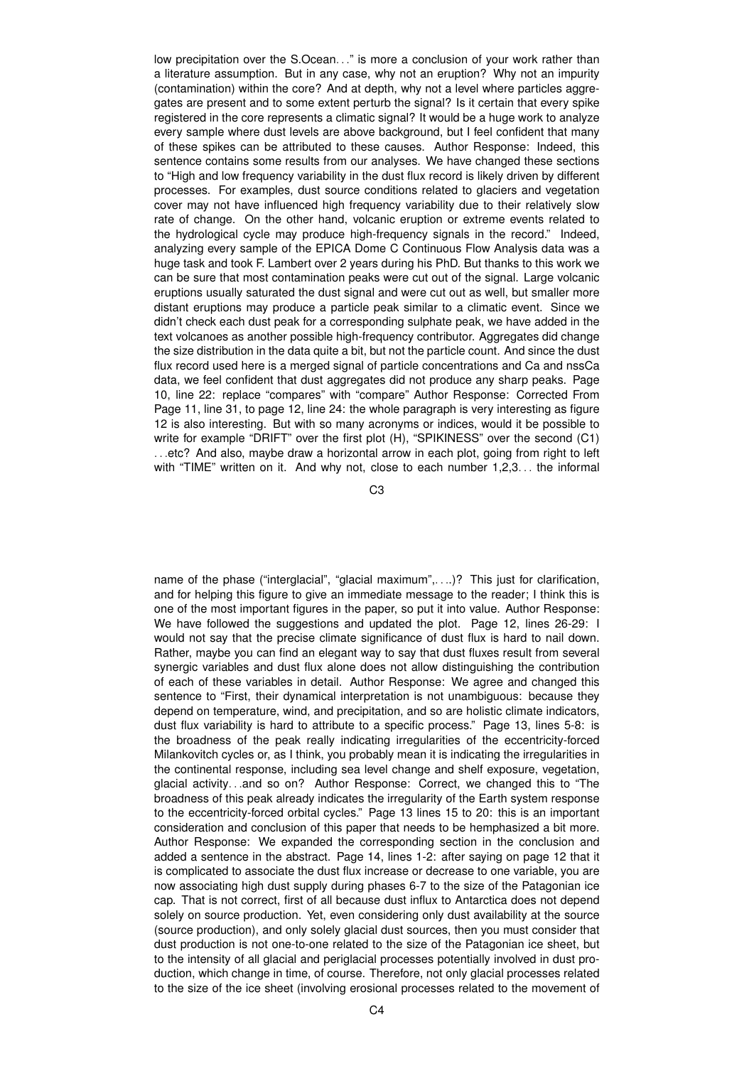low precipitation over the S.Ocean…" is more a conclusion of your work rather than a literature assumption. But in any case, why not an eruption? Why not an impurity (contamination) within the core? And at depth, why not a level where particles aggregates are present and to some extent perturb the signal? Is it certain that every spike registered in the core represents a climatic signal? It would be a huge work to analyze every sample where dust levels are above background, but I feel confident that many of these spikes can be attributed to these causes. Author Response: Indeed, this sentence contains some results from our analyses. We have changed these sections to "High and low frequency variability in the dust flux record is likely driven by different processes. For examples, dust source conditions related to glaciers and vegetation cover may not have influenced high frequency variability due to their relatively slow rate of change. On the other hand, volcanic eruption or extreme events related to the hydrological cycle may produce high-frequency signals in the record." Indeed, analyzing every sample of the EPICA Dome C Continuous Flow Analysis data was a huge task and took F. Lambert over 2 years during his PhD. But thanks to this work we can be sure that most contamination peaks were cut out of the signal. Large volcanic eruptions usually saturated the dust signal and were cut out as well, but smaller more distant eruptions may produce a particle peak similar to a climatic event. Since we didn't check each dust peak for a corresponding sulphate peak, we have added in the text volcanoes as another possible high-frequency contributor. Aggregates did change the size distribution in the data quite a bit, but not the particle count. And since the dust flux record used here is a merged signal of particle concentrations and Ca and nssCa data, we feel confident that dust aggregates did not produce any sharp peaks. Page 10, line 22: replace "compares" with "compare" Author Response: Corrected From Page 11, line 31, to page 12, line 24: the whole paragraph is very interesting as figure 12 is also interesting. But with so many acronyms or indices, would it be possible to write for example "DRIFT" over the first plot (H), "SPIKINESS" over the second (C1) …etc? And also, maybe draw a horizontal arrow in each plot, going from right to left with "TIME" written on it. And why not, close to each number 1,2,3… the informal name of the phase ("interglacial", "glacial maximum",….)? This just for clarification, and for helping this figure to give an immediate message to the reader; I think this is one of the most important figures in the paper, so put it into value. Author Response: We have followed the suggestions and updated the plot. Page 12, lines 26-29: I would not say that the precise climate significance of dust flux is hard to nail down. Rather, maybe you can find an elegant way to say that dust fluxes result from several synergic variables and dust flux alone does not allow distinguishing the contribution of each of these variables in detail. Author Response: We agree and changed this sentence to "First, their dynamical interpretation is not unambiguous: because they depend on temperature, wind, and precipitation, and so are holistic climate indicators, dust flux variability is hard to attribute to a specific process." Page 13, lines 5-8: is the broadness of the peak really indicating irregularities of the eccentricity-forced Milankovitch cycles or, as I think, you probably mean it is indicating the irregularities in the continental response, including sea level change and shelf exposure, vegetation, glacial activity…and so on? Author Response: Correct, we changed this to "The broadness of this peak already indicates the irregularity of the Earth system response to the eccentricity-forced orbital cycles." Page 13 lines 15 to 20: this is an important consideration and conclusion of this paper that needs to be hemphasized a bit more. Author Response: We expanded the corresponding section in the conclusion and added a sentence in the abstract. Page 14, lines 1-2: after saying on page 12 that it is complicated to associate the dust flux increase or decrease to one variable, you are now associating high dust supply during phases 6-7 to the size of the Patagonian ice cap. That is not correct, first of all because dust influx to Antarctica does not depend solely on source production. Yet, even considering only dust availability at the source (source production), and only solely glacial dust sources, then you must consider that dust production is not one-to-one related to the size of the Patagonian ice sheet, but to the intensity of all glacial and periglacial processes potentially involved in dust production, which change in time, of course. Therefore, not only glacial processes related to the size of the ice sheet (involving erosional processes related to the movement of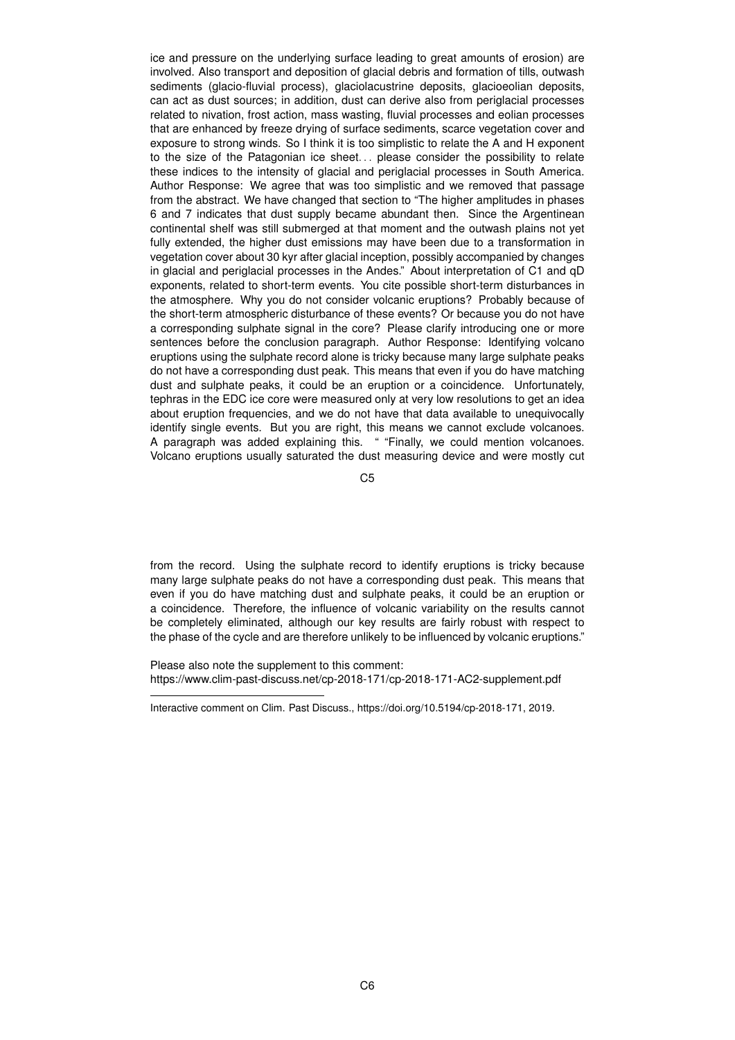ice and pressure on the underlying surface leading to great amounts of erosion) are involved. Also transport and deposition of glacial debris and formation of tills, outwash sediments (glacio-fluvial process), glaciolacustrine deposits, glacioeolian deposits, can act as dust sources; in addition, dust can derive also from periglacial processes related to nivation, frost action, mass wasting, fluvial processes and eolian processes that are enhanced by freeze drying of surface sediments, scarce vegetation cover and exposure to strong winds. So I think it is too simplistic to relate the A and H exponent to the size of the Patagonian ice sheet... please consider the possibility to relate these indices to the intensity of glacial and periglacial processes in South America. Author Response: We agree that was too simplistic and we removed that passage from the abstract. We have changed that section to "The higher amplitudes in phases 6 and 7 indicates that dust supply became abundant then. Since the Argentinean continental shelf was still submerged at that moment and the outwash plains not yet fully extended, the higher dust emissions may have been due to a transformation in vegetation cover about 30 kyr after glacial inception, possibly accompanied by changes in glacial and periglacial processes in the Andes." About interpretation of C1 and qD exponents, related to short-term events. You cite possible short-term disturbances in the atmosphere. Why you do not consider volcanic eruptions? Probably because of the short-term atmospheric disturbance of these events? Or because you do not have a corresponding sulphate signal in the core? Please clarify introducing one or more sentences before the conclusion paragraph. Author Response: Identifying volcano eruptions using the sulphate record alone is tricky because many large sulphate peaks do not have a corresponding dust peak. This means that even if you do have matching dust and sulphate peaks, it could be an eruption or a coincidence. Unfortunately, tephras in the EDC ice core were measured only at very low resolutions to get an idea about eruption frequencies, and we do not have that data available to unequivocally identify single events. But you are right, this means we cannot exclude volcanoes. A paragraph was added explaining this. " "Finally, we could mention volcanoes. Volcano eruptions usually saturated the dust measuring device and were mostly cut from the record. Using the sulphate record to identify eruptions is tricky because many large sulphate peaks do not have a corresponding dust peak. This means that even if you do have matching dust and sulphate peaks, it could be an eruption or a coincidence. Therefore, the influence of volcanic variability on the results cannot be completely eliminated, although our key results are fairly robust with respect to the phase of the cycle and are therefore unlikely to be influenced by volcanic eruptions."

Please also note the supplement to this comment:
https://www.clim-past-discuss.net/cp-2018-171/cp-2018-171-AC2-supplement.pdf

---

Interactive comment on Clim. Past Discuss., https://doi.org/10.5194/cp-2018-171, 2019.